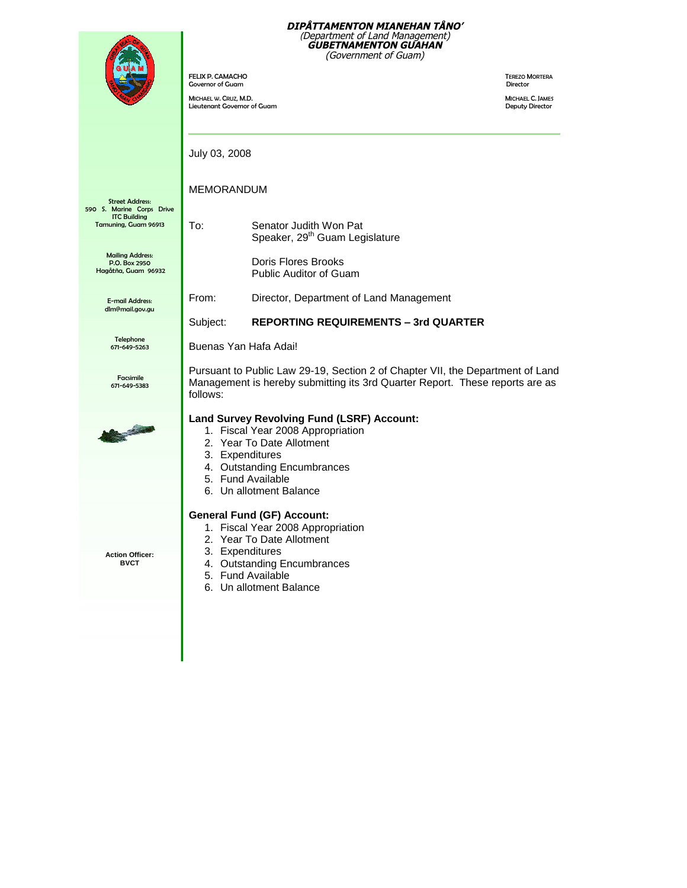***DIPÅTTAMENTON MIANEHAN TÅNO'***
*(Department of Land Management)*
***GUBETNAMENTON GUÅHAN***
*(Government of Guam)*

FELIX P. CAMACHO
Governor of Guam

MICHAEL W. CRUZ, M.D.
Lieutenant Governor of Guam

TEREZO MORTERA
Director

MICHAEL C. JAMES
Deputy Director

Street Address:
590 S. Marine Corps Drive
ITC Building
Tamuning, Guam 96913

Mailing Address:
P.O. Box 2950
Hagåtña, Guam 96932

E-mail Address:
dlm@mail.gov.gu

Telephone
671-649-5263

Facsimile
671-649-5383

**Action Officer:**
**BVCT**

July 03, 2008

MEMORANDUM

To: Senator Judith Won Pat
Speaker, 29th Guam Legislature

Doris Flores Brooks
Public Auditor of Guam

From: Director, Department of Land Management

Subject: **REPORTING REQUIREMENTS – 3rd QUARTER**

Buenas Yan Hafa Adai!

Pursuant to Public Law 29-19, Section 2 of Chapter VII, the Department of Land Management is hereby submitting its 3rd Quarter Report. These reports are as follows:

**Land Survey Revolving Fund (LSRF) Account:**

1. Fiscal Year 2008 Appropriation
2. Year To Date Allotment
3. Expenditures
4. Outstanding Encumbrances
5. Fund Available
6. Un allotment Balance

**General Fund (GF) Account:**

1. Fiscal Year 2008 Appropriation
2. Year To Date Allotment
3. Expenditures
4. Outstanding Encumbrances
5. Fund Available
6. Un allotment Balance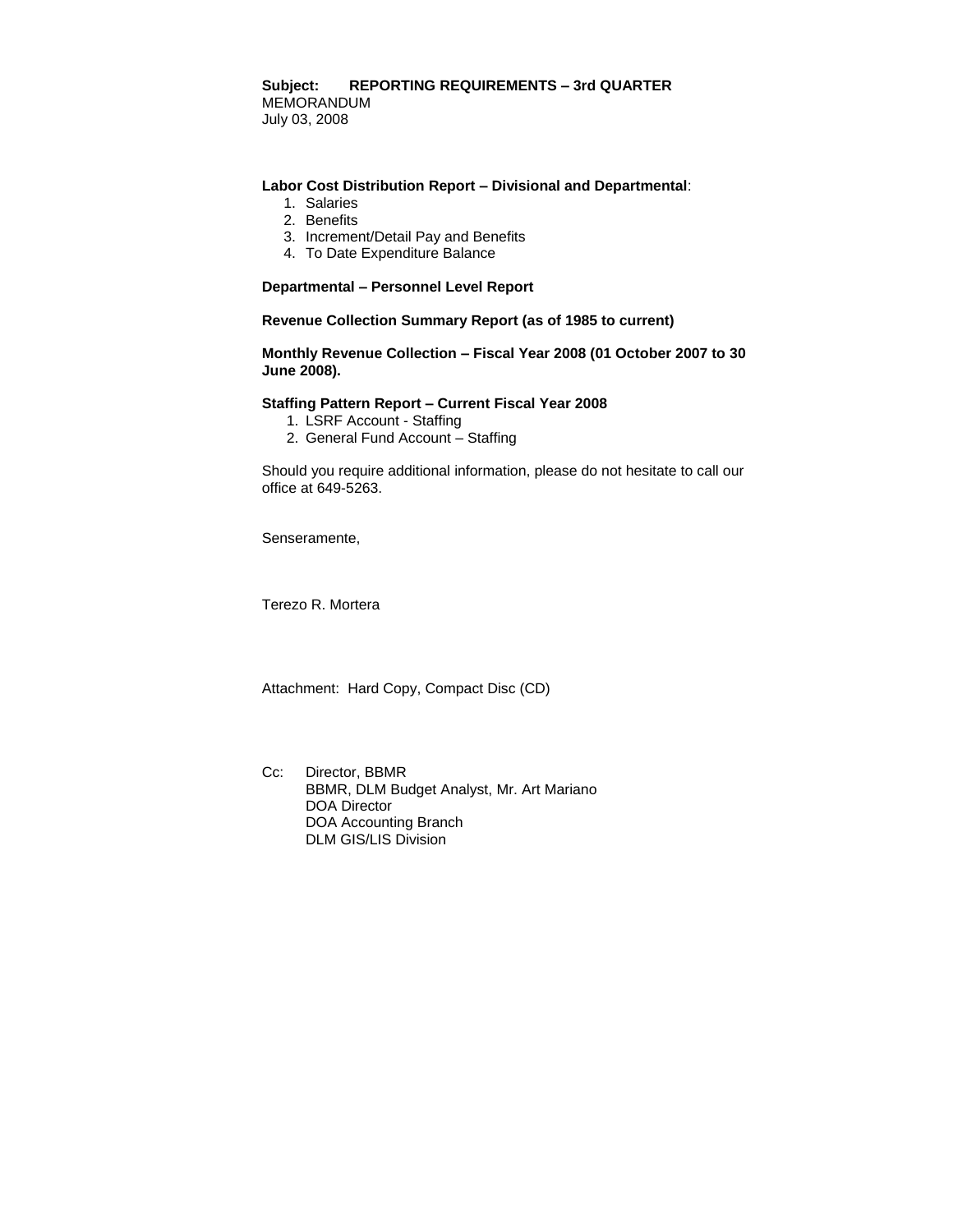**Subject: REPORTING REQUIREMENTS – 3rd QUARTER**
MEMORANDUM
July 03, 2008

**Labor Cost Distribution Report – Divisional and Departmental**:

1. Salaries
2. Benefits
3. Increment/Detail Pay and Benefits
4. To Date Expenditure Balance

**Departmental – Personnel Level Report**

**Revenue Collection Summary Report (as of 1985 to current)**

**Monthly Revenue Collection – Fiscal Year 2008 (01 October 2007 to 30 June 2008).**

**Staffing Pattern Report – Current Fiscal Year 2008**

1. LSRF Account - Staffing
2. General Fund Account – Staffing

Should you require additional information, please do not hesitate to call our office at 649-5263.

Senseramente,

Terezo R. Mortera

Attachment: Hard Copy, Compact Disc (CD)

Cc: Director, BBMR
BBMR, DLM Budget Analyst, Mr. Art Mariano
DOA Director
DOA Accounting Branch
DLM GIS/LIS Division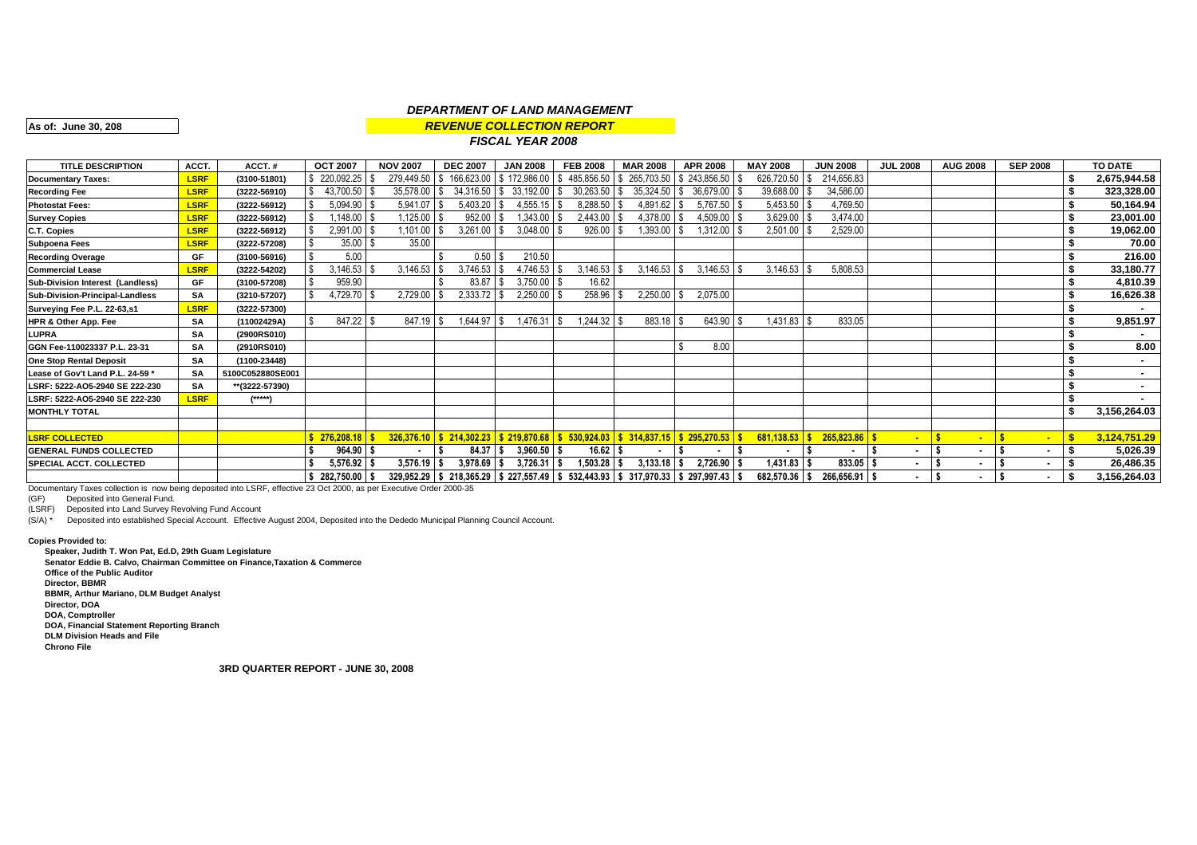As of: June 30, 208

# *DEPARTMENT OF LAND MANAGEMENT*

## *REVENUE COLLECTION REPORT*

### *FISCAL YEAR 2008*

| TITLE DESCRIPTION | ACCT. | ACCT. # | OCT 2007 | NOV 2007 | DEC 2007 | JAN 2008 | FEB 2008 | MAR 2008 | APR 2008 | MAY 2008 | JUN 2008 | JUL 2008 | AUG 2008 | SEP 2008 | TO DATE |
|---|---|---|---|---|---|---|---|---|---|---|---|---|---|---|---|
| **Documentary Taxes:** | LSRF | (3100-51801) | $ 220,092.25 | $ 279,449.50 | $ 166,623.00 | $ 172,986.00 | $ 485,856.50 | $ 265,703.50 | $ 243,856.50 | $ 626,720.50 | $ 214,656.83 | | | | $ 2,675,944.58 |
| **Recording Fee** | LSRF | (3222-56910) | $ 43,700.50 | $ 35,578.00 | $ 34,316.50 | $ 33,192.00 | $ 30,263.50 | $ 35,324.50 | $ 36,679.00 | $ 39,688.00 | $ 34,586.00 | | | | $ 323,328.00 |
| **Photostat Fees:** | LSRF | (3222-56912) | $ 5,094.90 | $ 5,941.07 | $ 5,403.20 | $ 4,555.15 | $ 8,288.50 | $ 4,891.62 | $ 5,767.50 | $ 5,453.50 | $ 4,769.50 | | | | $ 50,164.94 |
| **Survey Copies** | LSRF | (3222-56912) | $ 1,148.00 | $ 1,125.00 | $ 952.00 | $ 1,343.00 | $ 2,443.00 | $ 4,378.00 | $ 4,509.00 | $ 3,629.00 | $ 3,474.00 | | | | $ 23,001.00 |
| **C.T. Copies** | LSRF | (3222-56912) | $ 2,991.00 | $ 1,101.00 | $ 3,261.00 | $ 3,048.00 | $ 926.00 | $ 1,393.00 | $ 1,312.00 | $ 2,501.00 | $ 2,529.00 | | | | $ 19,062.00 |
| **Subpoena Fees** | LSRF | (3222-57208) | $ 35.00 | $ 35.00 | | | | | | | | | | | $ 70.00 |
| **Recording Overage** | GF | (3100-56916) | $ 5.00 | | $ 0.50 | $ 210.50 | | | | | | | | | $ 216.00 |
| **Commercial Lease** | LSRF | (3222-54202) | $ 3,146.53 | $ 3,146.53 | $ 3,746.53 | $ 4,746.53 | $ 3,146.53 | $ 3,146.53 | $ 3,146.53 | $ 3,146.53 | 5,808.53 | | | | $ 33,180.77 |
| **Sub-Division Interest (Landless)** | GF | (3100-57208) | $ 959.90 | | $ 83.87 | $ 3,750.00 | $ 16.62 | | | | | | | | $ 4,810.39 |
| **Sub-Division-Principal-Landless** | SA | (3210-57207) | $ 4,729.70 | $ 2,729.00 | $ 2,333.72 | $ 2,250.00 | $ 258.96 | $ 2,250.00 | $ 2,075.00 | | | | | | $ 16,626.38 |
| **Surveying Fee P.L. 22-63,s1** | LSRF | (3222-57300) | | | | | | | | | | | | | $ - |
| **HPR & Other App. Fee** | SA | (11002429A) | $ 847.22 | $ 847.19 | $ 1,644.97 | $ 1,476.31 | $ 1,244.32 | $ 883.18 | $ 643.90 | $ 1,431.83 | $ 833.05 | | | | $ 9,851.97 |
| **LUPRA** | SA | (2900RS010) | | | | | | | | | | | | | $ - |
| **GGN Fee-110023337 P.L. 23-31** | SA | (2910RS010) | | | | | | | $ 8.00 | | | | | | $ 8.00 |
| **One Stop Rental Deposit** | SA | (1100-23448) | | | | | | | | | | | | | $ - |
| **Lease of Gov't Land P.L. 24-59 *** | SA | 5100C052880SE001 | | | | | | | | | | | | | $ - |
| **LSRF: 5222-AO5-2940 SE 222-230** | SA | **(3222-57390) | | | | | | | | | | | | | $ - |
| **LSRF: 5222-AO5-2940 SE 222-230** | LSRF | (*****) | | | | | | | | | | | | | $ - |
| **MONTHLY TOTAL** | | | | | | | | | | | | | | | $ 3,156,264.03 |
| | | | | | | | | | | | | | | | |
| **LSRF COLLECTED** | | | $ 276,208.18 | $ 326,376.10 | $ 214,302.23 | $ 219,870.68 | $ 530,924.03 | $ 314,837.15 | $ 295,270.53 | $ 681,138.53 | $ 265,823.86 | $ - | $ - | $ - | $ 3,124,751.29 |
| **GENERAL FUNDS COLLECTED** | | | $ 964.90 | $ - | $ 84.37 | $ 3,960.50 | $ 16.62 | $ - | $ - | $ - | $ - | $ - | $ - | $ - | $ 5,026.39 |
| **SPECIAL ACCT. COLLECTED** | | | $ 5,576.92 | $ 3,576.19 | $ 3,978.69 | $ 3,726.31 | $ 1,503.28 | $ 3,133.18 | $ 2,726.90 | $ 1,431.83 | $ 833.05 | $ - | $ - | $ - | $ 26,486.35 |
| | | | $ 282,750.00 | $ 329,952.29 | $ 218,365.29 | $ 227,557.49 | $ 532,443.93 | $ 317,970.33 | $ 297,997.43 | $ 682,570.36 | $ 266,656.91 | $ - | $ - | $ - | $ 3,156,264.03 |

Documentary Taxes collection is now being deposited into LSRF, effective 23 Oct 2000, as per Executive Order 2000-35

(GF) Deposited into General Fund.

(LSRF) Deposited into Land Survey Revolving Fund Account

(S/A) * Deposited into established Special Account. Effective August 2004, Deposited into the Dededo Municipal Planning Council Account.

**Copies Provided to:**

**Speaker, Judith T. Won Pat, Ed.D, 29th Guam Legislature**
**Senator Eddie B. Calvo, Chairman Committee on Finance,Taxation & Commerce**
**Office of the Public Auditor**
**Director, BBMR**
**BBMR, Arthur Mariano, DLM Budget Analyst**
**Director, DOA**
**DOA, Comptroller**
**DOA, Financial Statement Reporting Branch**
**DLM Division Heads and File**
**Chrono File**

**3RD QUARTER REPORT - JUNE 30, 2008**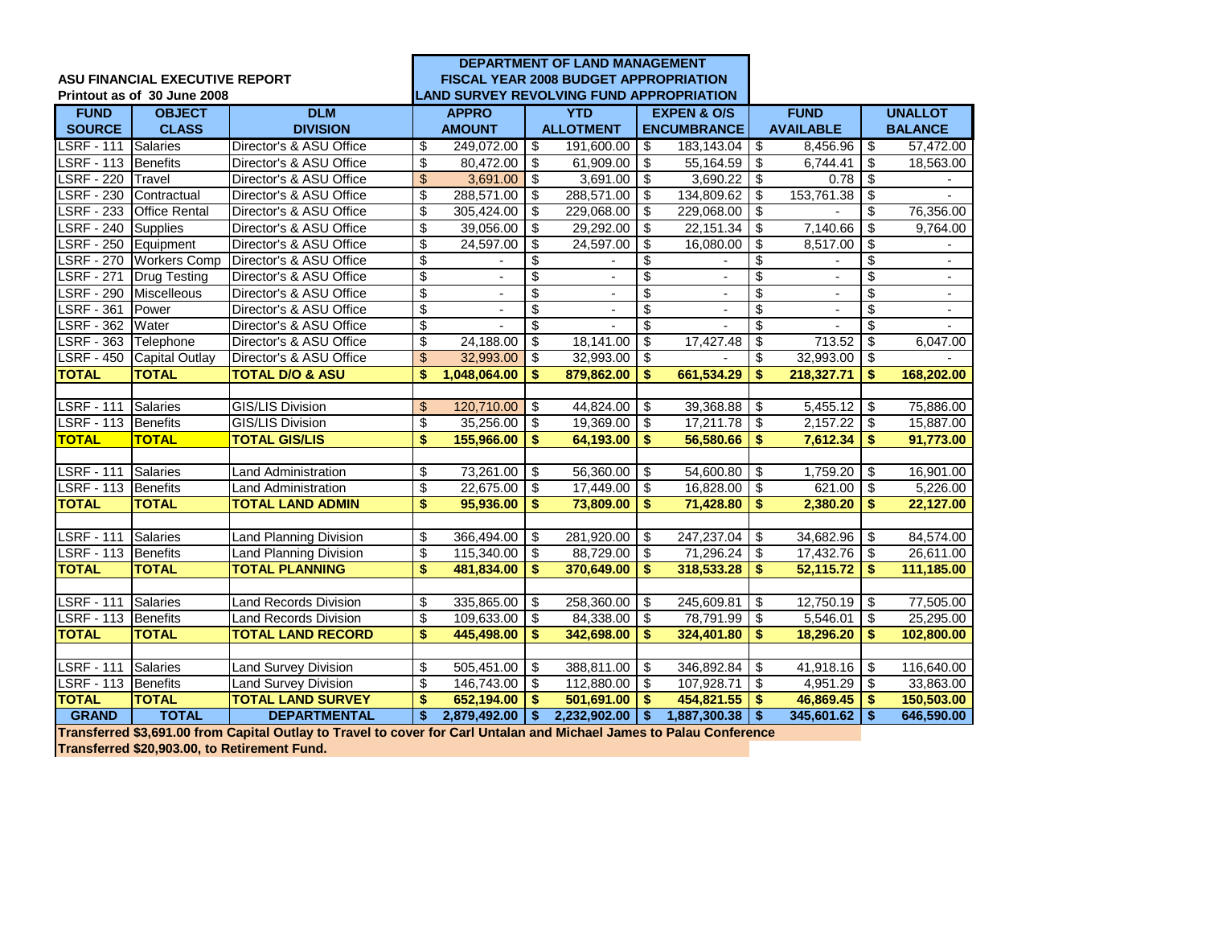**ASU FINANCIAL EXECUTIVE REPORT**
**Printout as of 30 June 2008**

**DEPARTMENT OF LAND MANAGEMENT**
**FISCAL YEAR 2008 BUDGET APPROPRIATION**
**LAND SURVEY REVOLVING FUND APPROPRIATION**

| FUND SOURCE | OBJECT CLASS | DLM DIVISION | APPRO AMOUNT | YTD ALLOTMENT | EXPEN & O/S ENCUMBRANCE | FUND AVAILABLE | UNALLOT BALANCE |
|---|---|---|---|---|---|---|---|
| LSRF - 111 | Salaries | Director's & ASU Office | $ 249,072.00 | $ 191,600.00 | $ 183,143.04 | $ 8,456.96 | $ 57,472.00 |
| LSRF - 113 | Benefits | Director's & ASU Office | $ 80,472.00 | $ 61,909.00 | $ 55,164.59 | $ 6,744.41 | $ 18,563.00 |
| LSRF - 220 | Travel | Director's & ASU Office | $ 3,691.00 | $ 3,691.00 | $ 3,690.22 | $ 0.78 | $ - |
| LSRF - 230 | Contractual | Director's & ASU Office | $ 288,571.00 | $ 288,571.00 | $ 134,809.62 | $ 153,761.38 | $ - |
| LSRF - 233 | Office Rental | Director's & ASU Office | $ 305,424.00 | $ 229,068.00 | $ 229,068.00 | $ - | $ 76,356.00 |
| LSRF - 240 | Supplies | Director's & ASU Office | $ 39,056.00 | $ 29,292.00 | $ 22,151.34 | $ 7,140.66 | $ 9,764.00 |
| LSRF - 250 | Equipment | Director's & ASU Office | $ 24,597.00 | $ 24,597.00 | $ 16,080.00 | $ 8,517.00 | $ - |
| LSRF - 270 | Workers Comp | Director's & ASU Office | $ - | $ - | $ - | $ - | $ - |
| LSRF - 271 | Drug Testing | Director's & ASU Office | $ - | $ - | $ - | $ - | $ - |
| LSRF - 290 | Miscelleous | Director's & ASU Office | $ - | $ - | $ - | $ - | $ - |
| LSRF - 361 | Power | Director's & ASU Office | $ - | $ - | $ - | $ - | $ - |
| LSRF - 362 | Water | Director's & ASU Office | $ - | $ - | $ - | $ - | $ - |
| LSRF - 363 | Telephone | Director's & ASU Office | $ 24,188.00 | $ 18,141.00 | $ 17,427.48 | $ 713.52 | $ 6,047.00 |
| LSRF - 450 | Capital Outlay | Director's & ASU Office | $ 32,993.00 | $ 32,993.00 | $ - | $ 32,993.00 | $ - |
| **TOTAL** | **TOTAL** | **TOTAL D/O & ASU** | **$ 1,048,064.00** | **$ 879,862.00** | **$ 661,534.29** | **$ 218,327.71** | **$ 168,202.00** |
| | | | | | | | |
| LSRF - 111 | Salaries | GIS/LIS Division | $ 120,710.00 | $ 44,824.00 | $ 39,368.88 | $ 5,455.12 | $ 75,886.00 |
| LSRF - 113 | Benefits | GIS/LIS Division | $ 35,256.00 | $ 19,369.00 | $ 17,211.78 | $ 2,157.22 | $ 15,887.00 |
| **TOTAL** | **TOTAL** | **TOTAL GIS/LIS** | **$ 155,966.00** | **$ 64,193.00** | **$ 56,580.66** | **$ 7,612.34** | **$ 91,773.00** |
| | | | | | | | |
| LSRF - 111 | Salaries | Land Administration | $ 73,261.00 | $ 56,360.00 | $ 54,600.80 | $ 1,759.20 | $ 16,901.00 |
| LSRF - 113 | Benefits | Land Administration | $ 22,675.00 | $ 17,449.00 | $ 16,828.00 | $ 621.00 | $ 5,226.00 |
| **TOTAL** | **TOTAL** | **TOTAL LAND ADMIN** | **$ 95,936.00** | **$ 73,809.00** | **$ 71,428.80** | **$ 2,380.20** | **$ 22,127.00** |
| | | | | | | | |
| LSRF - 111 | Salaries | Land Planning Division | $ 366,494.00 | $ 281,920.00 | $ 247,237.04 | $ 34,682.96 | $ 84,574.00 |
| LSRF - 113 | Benefits | Land Planning Division | $ 115,340.00 | $ 88,729.00 | $ 71,296.24 | $ 17,432.76 | $ 26,611.00 |
| **TOTAL** | **TOTAL** | **TOTAL PLANNING** | **$ 481,834.00** | **$ 370,649.00** | **$ 318,533.28** | **$ 52,115.72** | **$ 111,185.00** |
| | | | | | | | |
| LSRF - 111 | Salaries | Land Records Division | $ 335,865.00 | $ 258,360.00 | $ 245,609.81 | $ 12,750.19 | $ 77,505.00 |
| LSRF - 113 | Benefits | Land Records Division | $ 109,633.00 | $ 84,338.00 | $ 78,791.99 | $ 5,546.01 | $ 25,295.00 |
| **TOTAL** | **TOTAL** | **TOTAL LAND RECORD** | **$ 445,498.00** | **$ 342,698.00** | **$ 324,401.80** | **$ 18,296.20** | **$ 102,800.00** |
| | | | | | | | |
| LSRF - 111 | Salaries | Land Survey Division | $ 505,451.00 | $ 388,811.00 | $ 346,892.84 | $ 41,918.16 | $ 116,640.00 |
| LSRF - 113 | Benefits | Land Survey Division | $ 146,743.00 | $ 112,880.00 | $ 107,928.71 | $ 4,951.29 | $ 33,863.00 |
| **TOTAL** | **TOTAL** | **TOTAL LAND SURVEY** | **$ 652,194.00** | **$ 501,691.00** | **$ 454,821.55** | **$ 46,869.45** | **$ 150,503.00** |
| **GRAND** | **TOTAL** | **DEPARTMENTAL** | **$ 2,879,492.00** | **$ 2,232,902.00** | **$ 1,887,300.38** | **$ 345,601.62** | **$ 646,590.00** |

**Transferred $3,691.00 from Capital Outlay to Travel to cover for Carl Untalan and Michael James to Palau Conference**

**Transferred $20,903.00, to Retirement Fund.**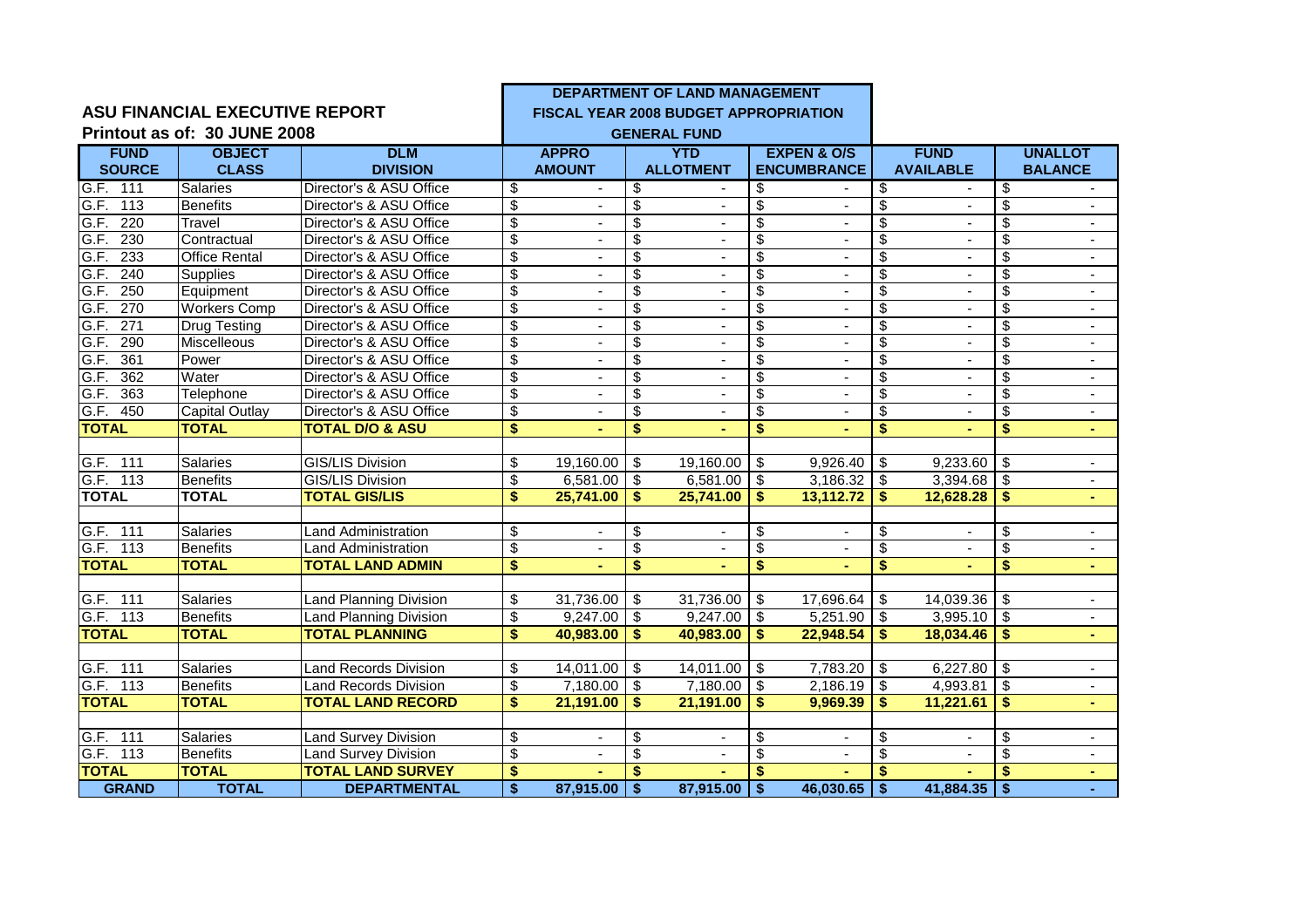**ASU FINANCIAL EXECUTIVE REPORT**

**Printout as of: 30 JUNE 2008**

**DEPARTMENT OF LAND MANAGEMENT**
**FISCAL YEAR 2008 BUDGET APPROPRIATION**
**GENERAL FUND**

| FUND SOURCE | OBJECT CLASS | DLM DIVISION | APPRO AMOUNT | YTD ALLOTMENT | EXPEN & O/S ENCUMBRANCE | FUND AVAILABLE | UNALLOT BALANCE |
|---|---|---|---|---|---|---|---|
| G.F. 111 | Salaries | Director's & ASU Office | $ - | $ - | $ - | $ - | $ - |
| G.F. 113 | Benefits | Director's & ASU Office | $ - | $ - | $ - | $ - | $ - |
| G.F. 220 | Travel | Director's & ASU Office | $ - | $ - | $ - | $ - | $ - |
| G.F. 230 | Contractual | Director's & ASU Office | $ - | $ - | $ - | $ - | $ - |
| G.F. 233 | Office Rental | Director's & ASU Office | $ - | $ - | $ - | $ - | $ - |
| G.F. 240 | Supplies | Director's & ASU Office | $ - | $ - | $ - | $ - | $ - |
| G.F. 250 | Equipment | Director's & ASU Office | $ - | $ - | $ - | $ - | $ - |
| G.F. 270 | Workers Comp | Director's & ASU Office | $ - | $ - | $ - | $ - | $ - |
| G.F. 271 | Drug Testing | Director's & ASU Office | $ - | $ - | $ - | $ - | $ - |
| G.F. 290 | Miscelleous | Director's & ASU Office | $ - | $ - | $ - | $ - | $ - |
| G.F. 361 | Power | Director's & ASU Office | $ - | $ - | $ - | $ - | $ - |
| G.F. 362 | Water | Director's & ASU Office | $ - | $ - | $ - | $ - | $ - |
| G.F. 363 | Telephone | Director's & ASU Office | $ - | $ - | $ - | $ - | $ - |
| G.F. 450 | Capital Outlay | Director's & ASU Office | $ - | $ - | $ - | $ - | $ - |
| **TOTAL** | **TOTAL** | **TOTAL D/O & ASU** | **$ -** | **$ -** | **$ -** | **$ -** | **$ -** |
| | | | | | | | |
| G.F. 111 | Salaries | GIS/LIS Division | $ 19,160.00 | $ 19,160.00 | $ 9,926.40 | $ 9,233.60 | $ - |
| G.F. 113 | Benefits | GIS/LIS Division | $ 6,581.00 | $ 6,581.00 | $ 3,186.32 | $ 3,394.68 | $ - |
| **TOTAL** | **TOTAL** | **TOTAL GIS/LIS** | **$ 25,741.00** | **$ 25,741.00** | **$ 13,112.72** | **$ 12,628.28** | **$ -** |
| | | | | | | | |
| G.F. 111 | Salaries | Land Administration | $ - | $ - | $ - | $ - | $ - |
| G.F. 113 | Benefits | Land Administration | $ - | $ - | $ - | $ - | $ - |
| **TOTAL** | **TOTAL** | **TOTAL LAND ADMIN** | **$ -** | **$ -** | **$ -** | **$ -** | **$ -** |
| | | | | | | | |
| G.F. 111 | Salaries | Land Planning Division | $ 31,736.00 | $ 31,736.00 | $ 17,696.64 | $ 14,039.36 | $ - |
| G.F. 113 | Benefits | Land Planning Division | $ 9,247.00 | $ 9,247.00 | $ 5,251.90 | $ 3,995.10 | $ - |
| **TOTAL** | **TOTAL** | **TOTAL PLANNING** | **$ 40,983.00** | **$ 40,983.00** | **$ 22,948.54** | **$ 18,034.46** | **$ -** |
| | | | | | | | |
| G.F. 111 | Salaries | Land Records Division | $ 14,011.00 | $ 14,011.00 | $ 7,783.20 | $ 6,227.80 | $ - |
| G.F. 113 | Benefits | Land Records Division | $ 7,180.00 | $ 7,180.00 | $ 2,186.19 | $ 4,993.81 | $ - |
| **TOTAL** | **TOTAL** | **TOTAL LAND RECORD** | **$ 21,191.00** | **$ 21,191.00** | **$ 9,969.39** | **$ 11,221.61** | **$ -** |
| | | | | | | | |
| G.F. 111 | Salaries | Land Survey Division | $ - | $ - | $ - | $ - | $ - |
| G.F. 113 | Benefits | Land Survey Division | $ - | $ - | $ - | $ - | $ - |
| **TOTAL** | **TOTAL** | **TOTAL LAND SURVEY** | **$ -** | **$ -** | **$ -** | **$ -** | **$ -** |
| **GRAND** | **TOTAL** | **DEPARTMENTAL** | **$ 87,915.00** | **$ 87,915.00** | **$ 46,030.65** | **$ 41,884.35** | **$ -** |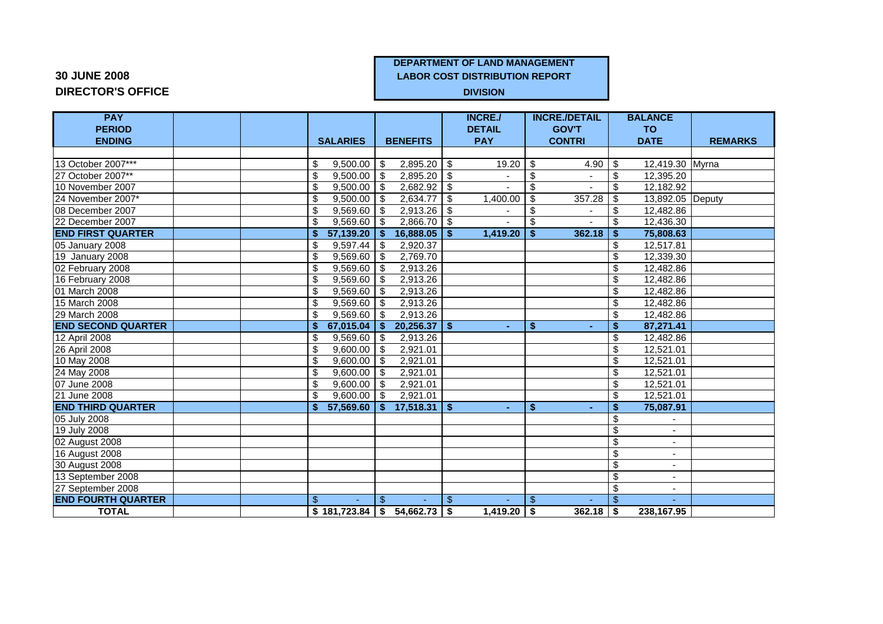**30 JUNE 2008**

**DIRECTOR'S OFFICE**

**DEPARTMENT OF LAND MANAGEMENT**
**LABOR COST DISTRIBUTION REPORT**
**DIVISION**

| PAY PERIOD ENDING | | | SALARIES | BENEFITS | INCRE./ DETAIL PAY | INCRE./DETAIL GOV'T CONTRI | BALANCE TO DATE | REMARKS |
|---|---|---|---|---|---|---|---|---|
| 13 October 2007*** | | | $ 9,500.00 | $ 2,895.20 | $ 19.20 | $ 4.90 | $ 12,419.30 | Myrna |
| 27 October 2007** | | | $ 9,500.00 | $ 2,895.20 | $ - | $ - | $ 12,395.20 | |
| 10 November 2007 | | | $ 9,500.00 | $ 2,682.92 | $ - | $ - | $ 12,182.92 | |
| 24 November 2007* | | | $ 9,500.00 | $ 2,634.77 | $ 1,400.00 | $ 357.28 | $ 13,892.05 | Deputy |
| 08 December 2007 | | | $ 9,569.60 | $ 2,913.26 | $ - | $ - | $ 12,482.86 | |
| 22 December 2007 | | | $ 9,569.60 | $ 2,866.70 | $ - | $ - | $ 12,436.30 | |
| **END FIRST QUARTER** | | | **$ 57,139.20** | **$ 16,888.05** | **$ 1,419.20** | **$ 362.18** | **$ 75,808.63** | |
| 05 January 2008 | | | $ 9,597.44 | $ 2,920.37 | | | $ 12,517.81 | |
| 19 January 2008 | | | $ 9,569.60 | $ 2,769.70 | | | $ 12,339.30 | |
| 02 February 2008 | | | $ 9,569.60 | $ 2,913.26 | | | $ 12,482.86 | |
| 16 February 2008 | | | $ 9,569.60 | $ 2,913.26 | | | $ 12,482.86 | |
| 01 March 2008 | | | $ 9,569.60 | $ 2,913.26 | | | $ 12,482.86 | |
| 15 March 2008 | | | $ 9,569.60 | $ 2,913.26 | | | $ 12,482.86 | |
| 29 March 2008 | | | $ 9,569.60 | $ 2,913.26 | | | $ 12,482.86 | |
| **END SECOND QUARTER** | | | **$ 67,015.04** | **$ 20,256.37** | **$ -** | **$ -** | **$ 87,271.41** | |
| 12 April 2008 | | | $ 9,569.60 | $ 2,913.26 | | | $ 12,482.86 | |
| 26 April 2008 | | | $ 9,600.00 | $ 2,921.01 | | | $ 12,521.01 | |
| 10 May 2008 | | | $ 9,600.00 | $ 2,921.01 | | | $ 12,521.01 | |
| 24 May 2008 | | | $ 9,600.00 | $ 2,921.01 | | | $ 12,521.01 | |
| 07 June 2008 | | | $ 9,600.00 | $ 2,921.01 | | | $ 12,521.01 | |
| 21 June 2008 | | | $ 9,600.00 | $ 2,921.01 | | | $ 12,521.01 | |
| **END THIRD QUARTER** | | | **$ 57,569.60** | **$ 17,518.31** | **$ -** | **$ -** | **$ 75,087.91** | |
| 05 July 2008 | | | | | | | $ - | |
| 19 July 2008 | | | | | | | $ - | |
| 02 August 2008 | | | | | | | $ - | |
| 16 August 2008 | | | | | | | $ - | |
| 30 August 2008 | | | | | | | $ - | |
| 13 September 2008 | | | | | | | $ - | |
| 27 September 2008 | | | | | | | $ - | |
| **END FOURTH QUARTER** | | | $ - | $ - | $ - | $ - | $ - | |
| **TOTAL** | | | **$ 181,723.84** | **$ 54,662.73** | **$ 1,419.20** | **$ 362.18** | **$ 238,167.95** | |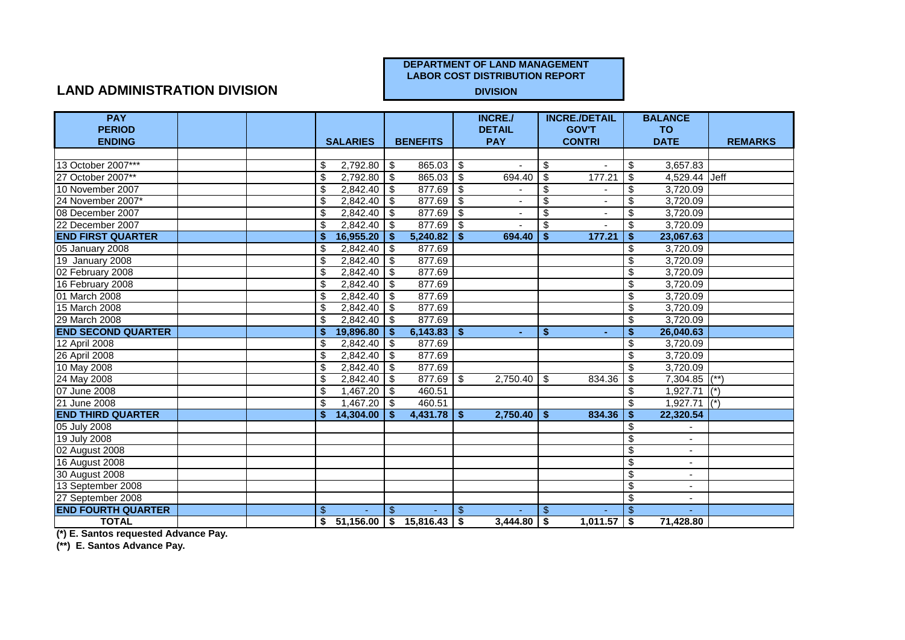## LAND ADMINISTRATION DIVISION

**DEPARTMENT OF LAND MANAGEMENT**
**LABOR COST DISTRIBUTION REPORT**
**DIVISION**

| PAY PERIOD ENDING | | | SALARIES | BENEFITS | INCRE./ DETAIL PAY | INCRE./DETAIL GOV'T CONTRI | BALANCE TO DATE | REMARKS |
|---|---|---|---|---|---|---|---|---|
| 13 October 2007*** | | | $ 2,792.80 | $ 865.03 | $ - | $ - | $ 3,657.83 | |
| 27 October 2007** | | | $ 2,792.80 | $ 865.03 | $ 694.40 | $ 177.21 | $ 4,529.44 | Jeff |
| 10 November 2007 | | | $ 2,842.40 | $ 877.69 | $ - | $ - | $ 3,720.09 | |
| 24 November 2007* | | | $ 2,842.40 | $ 877.69 | $ - | $ - | $ 3,720.09 | |
| 08 December 2007 | | | $ 2,842.40 | $ 877.69 | $ - | $ - | $ 3,720.09 | |
| 22 December 2007 | | | $ 2,842.40 | $ 877.69 | $ - | $ - | $ 3,720.09 | |
| **END FIRST QUARTER** | | | **$ 16,955.20** | **$ 5,240.82** | **$ 694.40** | **$ 177.21** | **$ 23,067.63** | |
| 05 January 2008 | | | $ 2,842.40 | $ 877.69 | | | $ 3,720.09 | |
| 19 January 2008 | | | $ 2,842.40 | $ 877.69 | | | $ 3,720.09 | |
| 02 February 2008 | | | $ 2,842.40 | $ 877.69 | | | $ 3,720.09 | |
| 16 February 2008 | | | $ 2,842.40 | $ 877.69 | | | $ 3,720.09 | |
| 01 March 2008 | | | $ 2,842.40 | $ 877.69 | | | $ 3,720.09 | |
| 15 March 2008 | | | $ 2,842.40 | $ 877.69 | | | $ 3,720.09 | |
| 29 March 2008 | | | $ 2,842.40 | $ 877.69 | | | $ 3,720.09 | |
| **END SECOND QUARTER** | | | **$ 19,896.80** | **$ 6,143.83** | **$ -** | **$ -** | **$ 26,040.63** | |
| 12 April 2008 | | | $ 2,842.40 | $ 877.69 | | | $ 3,720.09 | |
| 26 April 2008 | | | $ 2,842.40 | $ 877.69 | | | $ 3,720.09 | |
| 10 May 2008 | | | $ 2,842.40 | $ 877.69 | | | $ 3,720.09 | |
| 24 May 2008 | | | $ 2,842.40 | $ 877.69 | $ 2,750.40 | $ 834.36 | $ 7,304.85 | (**) |
| 07 June 2008 | | | $ 1,467.20 | $ 460.51 | | | $ 1,927.71 | (*) |
| 21 June 2008 | | | $ 1,467.20 | $ 460.51 | | | $ 1,927.71 | (*) |
| **END THIRD QUARTER** | | | **$ 14,304.00** | **$ 4,431.78** | **$ 2,750.40** | **$ 834.36** | **$ 22,320.54** | |
| 05 July 2008 | | | | | | | $ - | |
| 19 July 2008 | | | | | | | $ - | |
| 02 August 2008 | | | | | | | $ - | |
| 16 August 2008 | | | | | | | $ - | |
| 30 August 2008 | | | | | | | $ - | |
| 13 September 2008 | | | | | | | $ - | |
| 27 September 2008 | | | | | | | $ - | |
| **END FOURTH QUARTER** | | | $ - | $ - | $ - | $ - | $ - | |
| **TOTAL** | | | **$ 51,156.00** | **$ 15,816.43** | **$ 3,444.80** | **$ 1,011.57** | **$ 71,428.80** | |

**(*) E. Santos requested Advance Pay.**

**(**) E. Santos Advance Pay.**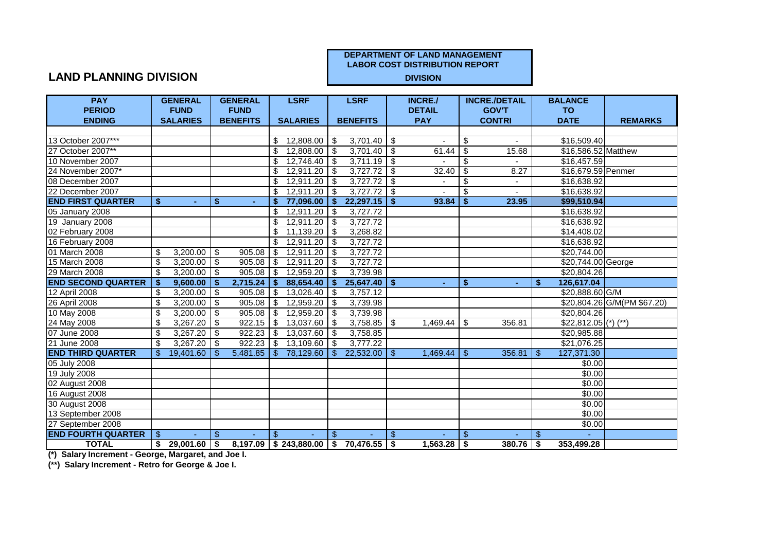**DEPARTMENT OF LAND MANAGEMENT**
**LABOR COST DISTRIBUTION REPORT**
**DIVISION**

## LAND PLANNING DIVISION

| PAY PERIOD ENDING | GENERAL FUND SALARIES | GENERAL FUND BENEFITS | LSRF SALARIES | LSRF BENEFITS | INCRE./ DETAIL PAY | INCRE./DETAIL GOV'T CONTRI | BALANCE TO DATE | REMARKS |
|---|---|---|---|---|---|---|---|---|
| 13 October 2007*** | | | $ 12,808.00 | $ 3,701.40 | $ - | $ - | $16,509.40 | |
| 27 October 2007** | | | $ 12,808.00 | $ 3,701.40 | $ 61.44 | $ 15.68 | $16,586.52 | Matthew |
| 10 November 2007 | | | $ 12,746.40 | $ 3,711.19 | $ - | $ - | $16,457.59 | |
| 24 November 2007* | | | $ 12,911.20 | $ 3,727.72 | $ 32.40 | $ 8.27 | $16,679.59 | Penmer |
| 08 December 2007 | | | $ 12,911.20 | $ 3,727.72 | $ - | $ - | $16,638.92 | |
| 22 December 2007 | | | $ 12,911.20 | $ 3,727.72 | $ - | $ - | $16,638.92 | |
| **END FIRST QUARTER** | **$ -** | **$ -** | **$ 77,096.00** | **$ 22,297.15** | **$ 93.84** | **$ 23.95** | **$99,510.94** | |
| 05 January 2008 | | | $ 12,911.20 | $ 3,727.72 | | | $16,638.92 | |
| 19 January 2008 | | | $ 12,911.20 | $ 3,727.72 | | | $16,638.92 | |
| 02 February 2008 | | | $ 11,139.20 | $ 3,268.82 | | | $14,408.02 | |
| 16 February 2008 | | | $ 12,911.20 | $ 3,727.72 | | | $16,638.92 | |
| 01 March 2008 | $ 3,200.00 | $ 905.08 | $ 12,911.20 | $ 3,727.72 | | | $20,744.00 | |
| 15 March 2008 | $ 3,200.00 | $ 905.08 | $ 12,911.20 | $ 3,727.72 | | | $20,744.00 | George |
| 29 March 2008 | $ 3,200.00 | $ 905.08 | $ 12,959.20 | $ 3,739.98 | | | $20,804.26 | |
| **END SECOND QUARTER** | **$ 9,600.00** | **$ 2,715.24** | **$ 88,654.40** | **$ 25,647.40** | **$ -** | **$ -** | **$ 126,617.04** | |
| 12 April 2008 | $ 3,200.00 | $ 905.08 | $ 13,026.40 | $ 3,757.12 | | | $20,888.60 | G/M |
| 26 April 2008 | $ 3,200.00 | $ 905.08 | $ 12,959.20 | $ 3,739.98 | | | $20,804.26 | G/M(PM $67.20) |
| 10 May 2008 | $ 3,200.00 | $ 905.08 | $ 12,959.20 | $ 3,739.98 | | | $20,804.26 | |
| 24 May 2008 | $ 3,267.20 | $ 922.15 | $ 13,037.60 | $ 3,758.85 | $ 1,469.44 | $ 356.81 | $22,812.05 | (*) (**) |
| 07 June 2008 | $ 3,267.20 | $ 922.23 | $ 13,037.60 | $ 3,758.85 | | | $20,985.88 | |
| 21 June 2008 | $ 3,267.20 | $ 922.23 | $ 13,109.60 | $ 3,777.22 | | | $21,076.25 | |
| **END THIRD QUARTER** | $ 19,401.60 | $ 5,481.85 | $ 78,129.60 | $ 22,532.00 | $ 1,469.44 | $ 356.81 | $ 127,371.30 | |
| 05 July 2008 | | | | | | | $0.00 | |
| 19 July 2008 | | | | | | | $0.00 | |
| 02 August 2008 | | | | | | | $0.00 | |
| 16 August 2008 | | | | | | | $0.00 | |
| 30 August 2008 | | | | | | | $0.00 | |
| 13 September 2008 | | | | | | | $0.00 | |
| 27 September 2008 | | | | | | | $0.00 | |
| **END FOURTH QUARTER** | $ - | $ - | $ - | $ - | $ - | $ - | $ - | |
| **TOTAL** | **$ 29,001.60** | **$ 8,197.09** | **$ 243,880.00** | **$ 70,476.55** | **$ 1,563.28** | **$ 380.76** | **$ 353,499.28** | |

**(*) Salary Increment - George, Margaret, and Joe I.**

**(**) Salary Increment - Retro for George & Joe I.**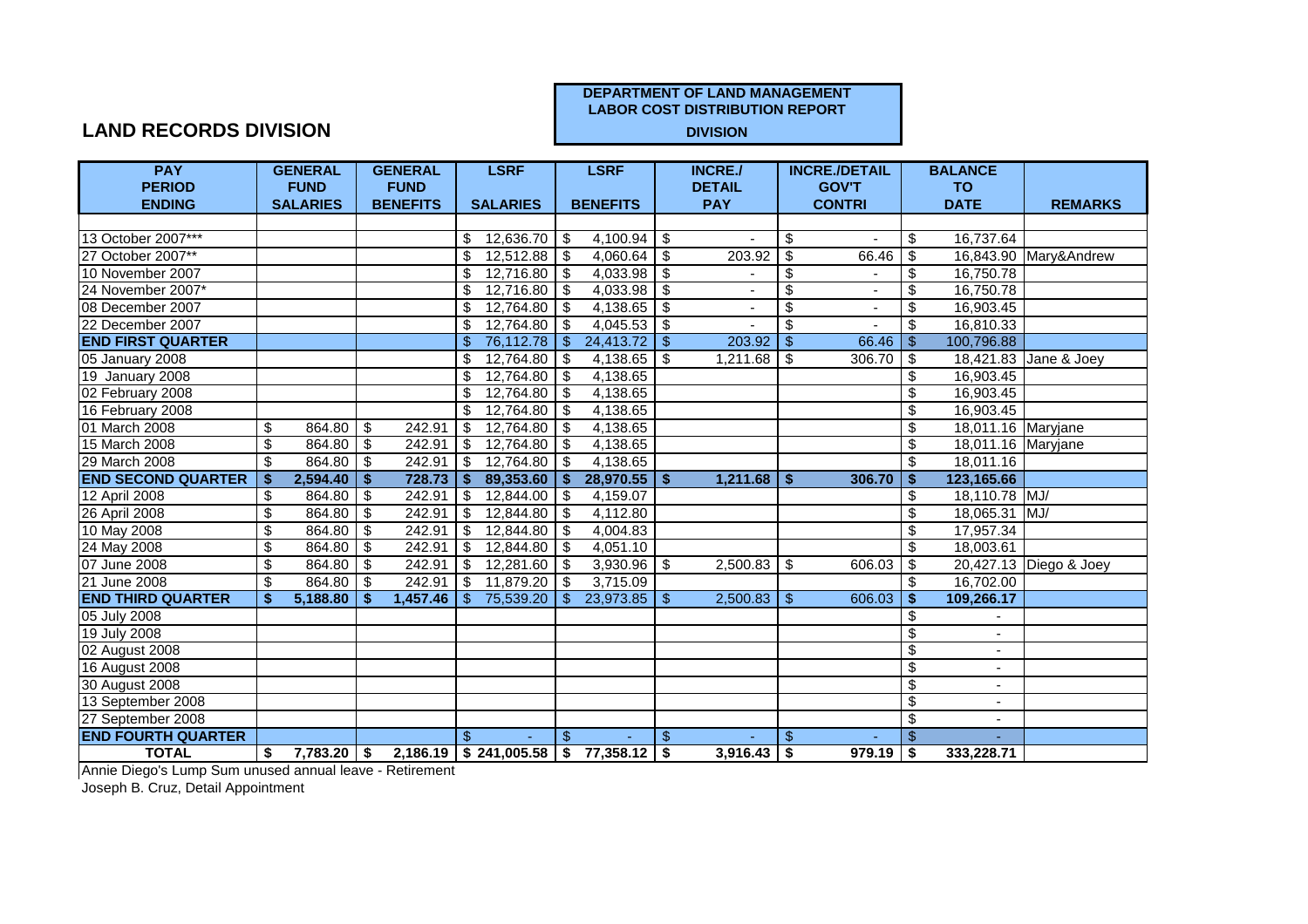# LAND RECORDS DIVISION

**DEPARTMENT OF LAND MANAGEMENT**
**LABOR COST DISTRIBUTION REPORT**
**DIVISION**

| PAY PERIOD ENDING | GENERAL FUND SALARIES | GENERAL FUND BENEFITS | LSRF SALARIES | LSRF BENEFITS | INCRE./ DETAIL PAY | INCRE./DETAIL GOV'T CONTRI | BALANCE TO DATE | REMARKS |
|---|---|---|---|---|---|---|---|---|
| 13 October 2007*** | | | $ 12,636.70 | $ 4,100.94 | $ - | $ - | $ 16,737.64 | |
| 27 October 2007** | | | $ 12,512.88 | $ 4,060.64 | $ 203.92 | $ 66.46 | $ 16,843.90 | Mary&Andrew |
| 10 November 2007 | | | $ 12,716.80 | $ 4,033.98 | $ - | $ - | $ 16,750.78 | |
| 24 November 2007* | | | $ 12,716.80 | $ 4,033.98 | $ - | $ - | $ 16,750.78 | |
| 08 December 2007 | | | $ 12,764.80 | $ 4,138.65 | $ - | $ - | $ 16,903.45 | |
| 22 December 2007 | | | $ 12,764.80 | $ 4,045.53 | $ - | $ - | $ 16,810.33 | |
| **END FIRST QUARTER** | | | $ 76,112.78 | $ 24,413.72 | $ 203.92 | $ 66.46 | $ 100,796.88 | |
| 05 January 2008 | | | $ 12,764.80 | $ 4,138.65 | $ 1,211.68 | $ 306.70 | $ 18,421.83 | Jane & Joey |
| 19 January 2008 | | | $ 12,764.80 | $ 4,138.65 | | | $ 16,903.45 | |
| 02 February 2008 | | | $ 12,764.80 | $ 4,138.65 | | | $ 16,903.45 | |
| 16 February 2008 | | | $ 12,764.80 | $ 4,138.65 | | | $ 16,903.45 | |
| 01 March 2008 | $ 864.80 | $ 242.91 | $ 12,764.80 | $ 4,138.65 | | | $ 18,011.16 | Maryjane |
| 15 March 2008 | $ 864.80 | $ 242.91 | $ 12,764.80 | $ 4,138.65 | | | $ 18,011.16 | Maryjane |
| 29 March 2008 | $ 864.80 | $ 242.91 | $ 12,764.80 | $ 4,138.65 | | | $ 18,011.16 | |
| **END SECOND QUARTER** | **$ 2,594.40** | **$ 728.73** | **$ 89,353.60** | **$ 28,970.55** | **$ 1,211.68** | **$ 306.70** | **$ 123,165.66** | |
| 12 April 2008 | $ 864.80 | $ 242.91 | $ 12,844.00 | $ 4,159.07 | | | $ 18,110.78 | MJ/ |
| 26 April 2008 | $ 864.80 | $ 242.91 | $ 12,844.80 | $ 4,112.80 | | | $ 18,065.31 | MJ/ |
| 10 May 2008 | $ 864.80 | $ 242.91 | $ 12,844.80 | $ 4,004.83 | | | $ 17,957.34 | |
| 24 May 2008 | $ 864.80 | $ 242.91 | $ 12,844.80 | $ 4,051.10 | | | $ 18,003.61 | |
| 07 June 2008 | $ 864.80 | $ 242.91 | $ 12,281.60 | $ 3,930.96 | $ 2,500.83 | $ 606.03 | $ 20,427.13 | Diego & Joey |
| 21 June 2008 | $ 864.80 | $ 242.91 | $ 11,879.20 | $ 3,715.09 | | | $ 16,702.00 | |
| **END THIRD QUARTER** | **$ 5,188.80** | **$ 1,457.46** | $ 75,539.20 | $ 23,973.85 | $ 2,500.83 | $ 606.03 | **$ 109,266.17** | |
| 05 July 2008 | | | | | | | $ - | |
| 19 July 2008 | | | | | | | $ - | |
| 02 August 2008 | | | | | | | $ - | |
| 16 August 2008 | | | | | | | $ - | |
| 30 August 2008 | | | | | | | $ - | |
| 13 September 2008 | | | | | | | $ - | |
| 27 September 2008 | | | | | | | $ - | |
| **END FOURTH QUARTER** | | | $ - | $ - | $ - | $ - | $ - | |
| **TOTAL** | **$ 7,783.20** | **$ 2,186.19** | **$ 241,005.58** | **$ 77,358.12** | **$ 3,916.43** | **$ 979.19** | **$ 333,228.71** | |

Annie Diego's Lump Sum unused annual leave - Retirement

Joseph B. Cruz, Detail Appointment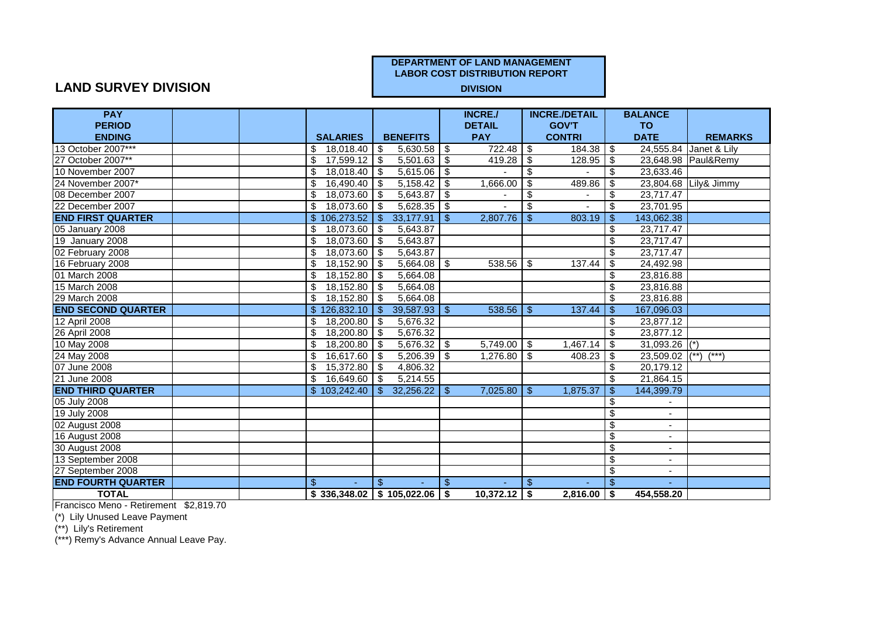**DEPARTMENT OF LAND MANAGEMENT**
**LABOR COST DISTRIBUTION REPORT**
**DIVISION**

## LAND SURVEY DIVISION

| PAY PERIOD ENDING | | | SALARIES | BENEFITS | INCRE./ DETAIL PAY | INCRE./DETAIL GOV'T CONTRI | BALANCE TO DATE | REMARKS |
|---|---|---|---|---|---|---|---|---|
| 13 October 2007*** | | | $ 18,018.40 | $ 5,630.58 | $ 722.48 | $ 184.38 | $ 24,555.84 | Janet & Lily |
| 27 October 2007** | | | $ 17,599.12 | $ 5,501.63 | $ 419.28 | $ 128.95 | $ 23,648.98 | Paul&Remy |
| 10 November 2007 | | | $ 18,018.40 | $ 5,615.06 | $ - | $ - | $ 23,633.46 | |
| 24 November 2007* | | | $ 16,490.40 | $ 5,158.42 | $ 1,666.00 | $ 489.86 | $ 23,804.68 | Lily& Jimmy |
| 08 December 2007 | | | $ 18,073.60 | $ 5,643.87 | $ - | $ - | $ 23,717.47 | |
| 22 December 2007 | | | $ 18,073.60 | $ 5,628.35 | $ - | $ - | $ 23,701.95 | |
| **END FIRST QUARTER** | | | $ 106,273.52 | $ 33,177.91 | $ 2,807.76 | $ 803.19 | $ 143,062.38 | |
| 05 January 2008 | | | $ 18,073.60 | $ 5,643.87 | | | $ 23,717.47 | |
| 19 January 2008 | | | $ 18,073.60 | $ 5,643.87 | | | $ 23,717.47 | |
| 02 February 2008 | | | $ 18,073.60 | $ 5,643.87 | | | $ 23,717.47 | |
| 16 February 2008 | | | $ 18,152.90 | $ 5,664.08 | $ 538.56 | $ 137.44 | $ 24,492.98 | |
| 01 March 2008 | | | $ 18,152.80 | $ 5,664.08 | | | $ 23,816.88 | |
| 15 March 2008 | | | $ 18,152.80 | $ 5,664.08 | | | $ 23,816.88 | |
| 29 March 2008 | | | $ 18,152.80 | $ 5,664.08 | | | $ 23,816.88 | |
| **END SECOND QUARTER** | | | $ 126,832.10 | $ 39,587.93 | $ 538.56 | $ 137.44 | $ 167,096.03 | |
| 12 April 2008 | | | $ 18,200.80 | $ 5,676.32 | | | $ 23,877.12 | |
| 26 April 2008 | | | $ 18,200.80 | $ 5,676.32 | | | $ 23,877.12 | |
| 10 May 2008 | | | $ 18,200.80 | $ 5,676.32 | $ 5,749.00 | $ 1,467.14 | $ 31,093.26 | (*) |
| 24 May 2008 | | | $ 16,617.60 | $ 5,206.39 | $ 1,276.80 | $ 408.23 | $ 23,509.02 | (**) (***) |
| 07 June 2008 | | | $ 15,372.80 | $ 4,806.32 | | | $ 20,179.12 | |
| 21 June 2008 | | | $ 16,649.60 | $ 5,214.55 | | | $ 21,864.15 | |
| **END THIRD QUARTER** | | | $ 103,242.40 | $ 32,256.22 | $ 7,025.80 | $ 1,875.37 | $ 144,399.79 | |
| 05 July 2008 | | | | | | | $ - | |
| 19 July 2008 | | | | | | | $ - | |
| 02 August 2008 | | | | | | | $ - | |
| 16 August 2008 | | | | | | | $ - | |
| 30 August 2008 | | | | | | | $ - | |
| 13 September 2008 | | | | | | | $ - | |
| 27 September 2008 | | | | | | | $ - | |
| **END FOURTH QUARTER** | | | $ - | $ - | $ - | $ - | $ - | |
| **TOTAL** | | | **$ 336,348.02** | **$ 105,022.06** | **$ 10,372.12** | **$ 2,816.00** | **$ 454,558.20** | |

Francisco Meno - Retirement $2,819.70

(*) Lily Unused Leave Payment

(**) Lily's Retirement

(***) Remy's Advance Annual Leave Pay.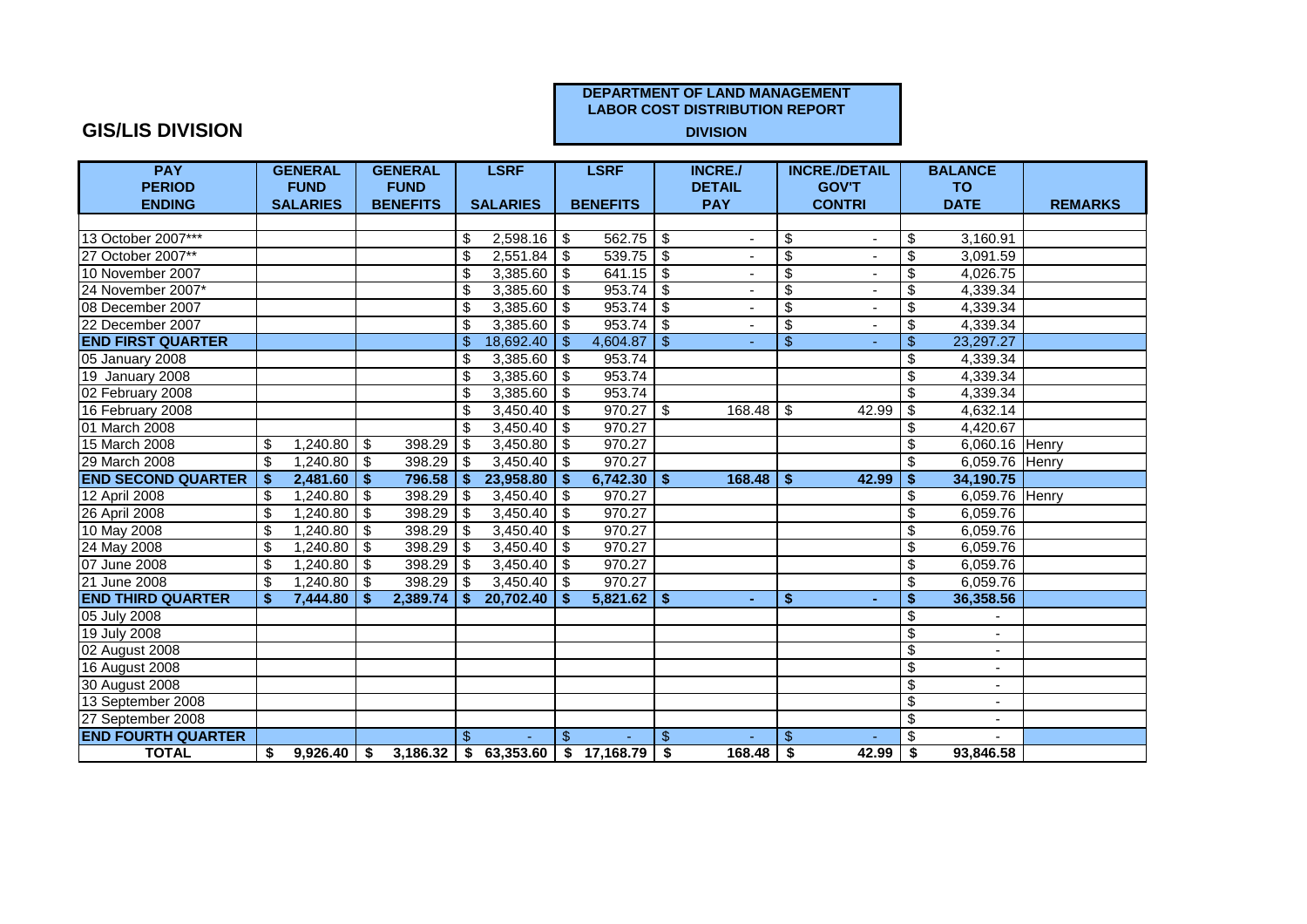## GIS/LIS DIVISION

**DEPARTMENT OF LAND MANAGEMENT**
**LABOR COST DISTRIBUTION REPORT**
**DIVISION**

| PAY PERIOD ENDING | GENERAL FUND SALARIES | GENERAL FUND BENEFITS | LSRF SALARIES | LSRF BENEFITS | INCRE./ DETAIL PAY | INCRE./DETAIL GOV'T CONTRI | BALANCE TO DATE | REMARKS |
|---|---|---|---|---|---|---|---|---|
| 13 October 2007*** | | | $ 2,598.16 | $ 562.75 | $ - | $ - | $ 3,160.91 | |
| 27 October 2007** | | | $ 2,551.84 | $ 539.75 | $ - | $ - | $ 3,091.59 | |
| 10 November 2007 | | | $ 3,385.60 | $ 641.15 | $ - | $ - | $ 4,026.75 | |
| 24 November 2007* | | | $ 3,385.60 | $ 953.74 | $ - | $ - | $ 4,339.34 | |
| 08 December 2007 | | | $ 3,385.60 | $ 953.74 | $ - | $ - | $ 4,339.34 | |
| 22 December 2007 | | | $ 3,385.60 | $ 953.74 | $ - | $ - | $ 4,339.34 | |
| **END FIRST QUARTER** | | | $ 18,692.40 | $ 4,604.87 | $ - | $ - | $ 23,297.27 | |
| 05 January 2008 | | | $ 3,385.60 | $ 953.74 | | | $ 4,339.34 | |
| 19 January 2008 | | | $ 3,385.60 | $ 953.74 | | | $ 4,339.34 | |
| 02 February 2008 | | | $ 3,385.60 | $ 953.74 | | | $ 4,339.34 | |
| 16 February 2008 | | | $ 3,450.40 | $ 970.27 | $ 168.48 | $ 42.99 | $ 4,632.14 | |
| 01 March 2008 | | | $ 3,450.40 | $ 970.27 | | | $ 4,420.67 | |
| 15 March 2008 | $ 1,240.80 | $ 398.29 | $ 3,450.80 | $ 970.27 | | | $ 6,060.16 | Henry |
| 29 March 2008 | $ 1,240.80 | $ 398.29 | $ 3,450.40 | $ 970.27 | | | $ 6,059.76 | Henry |
| **END SECOND QUARTER** | **$ 2,481.60** | **$ 796.58** | **$ 23,958.80** | **$ 6,742.30** | **$ 168.48** | **$ 42.99** | **$ 34,190.75** | |
| 12 April 2008 | $ 1,240.80 | $ 398.29 | $ 3,450.40 | $ 970.27 | | | $ 6,059.76 | Henry |
| 26 April 2008 | $ 1,240.80 | $ 398.29 | $ 3,450.40 | $ 970.27 | | | $ 6,059.76 | |
| 10 May 2008 | $ 1,240.80 | $ 398.29 | $ 3,450.40 | $ 970.27 | | | $ 6,059.76 | |
| 24 May 2008 | $ 1,240.80 | $ 398.29 | $ 3,450.40 | $ 970.27 | | | $ 6,059.76 | |
| 07 June 2008 | $ 1,240.80 | $ 398.29 | $ 3,450.40 | $ 970.27 | | | $ 6,059.76 | |
| 21 June 2008 | $ 1,240.80 | $ 398.29 | $ 3,450.40 | $ 970.27 | | | $ 6,059.76 | |
| **END THIRD QUARTER** | **$ 7,444.80** | **$ 2,389.74** | **$ 20,702.40** | **$ 5,821.62** | **$ -** | **$ -** | **$ 36,358.56** | |
| 05 July 2008 | | | | | | | $ - | |
| 19 July 2008 | | | | | | | $ - | |
| 02 August 2008 | | | | | | | $ - | |
| 16 August 2008 | | | | | | | $ - | |
| 30 August 2008 | | | | | | | $ - | |
| 13 September 2008 | | | | | | | $ - | |
| 27 September 2008 | | | | | | | $ - | |
| **END FOURTH QUARTER** | | | $ - | $ - | $ - | $ - | $ - | |
| **TOTAL** | **$ 9,926.40** | **$ 3,186.32** | **$ 63,353.60** | **$ 17,168.79** | **$ 168.48** | **$ 42.99** | **$ 93,846.58** | |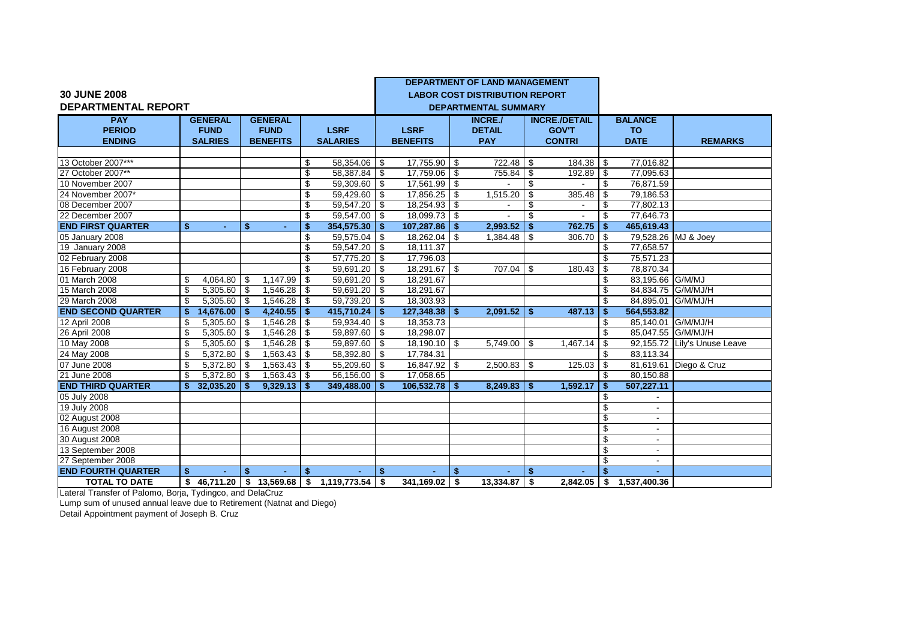**30 JUNE 2008**
**DEPARTMENTAL REPORT**

**DEPARTMENT OF LAND MANAGEMENT**
**LABOR COST DISTRIBUTION REPORT**
**DEPARTMENTAL SUMMARY**

| PAY PERIOD ENDING | GENERAL FUND SALRIES | GENERAL FUND BENEFITS | LSRF SALARIES | LSRF BENEFITS | INCRE./ DETAIL PAY | INCRE./DETAIL GOV'T CONTRI | BALANCE TO DATE | REMARKS |
|---|---|---|---|---|---|---|---|---|
| 13 October 2007*** | | | $ 58,354.06 | $ 17,755.90 | $ 722.48 | $ 184.38 | $ 77,016.82 | |
| 27 October 2007** | | | $ 58,387.84 | $ 17,759.06 | $ 755.84 | $ 192.89 | $ 77,095.63 | |
| 10 November 2007 | | | $ 59,309.60 | $ 17,561.99 | $ - | $ - | $ 76,871.59 | |
| 24 November 2007* | | | $ 59,429.60 | $ 17,856.25 | $ 1,515.20 | $ 385.48 | $ 79,186.53 | |
| 08 December 2007 | | | $ 59,547.20 | $ 18,254.93 | $ - | $ - | $ 77,802.13 | |
| 22 December 2007 | | | $ 59,547.00 | $ 18,099.73 | $ - | $ - | $ 77,646.73 | |
| **END FIRST QUARTER** | **$ -** | **$ -** | **$ 354,575.30** | **$ 107,287.86** | **$ 2,993.52** | **$ 762.75** | **$ 465,619.43** | |
| 05 January 2008 | | | $ 59,575.04 | $ 18,262.04 | $ 1,384.48 | $ 306.70 | $ 79,528.26 | MJ & Joey |
| 19 January 2008 | | | $ 59,547.20 | $ 18,111.37 | | | $ 77,658.57 | |
| 02 February 2008 | | | $ 57,775.20 | $ 17,796.03 | | | $ 75,571.23 | |
| 16 February 2008 | | | $ 59,691.20 | $ 18,291.67 | $ 707.04 | $ 180.43 | $ 78,870.34 | |
| 01 March 2008 | $ 4,064.80 | $ 1,147.99 | $ 59,691.20 | $ 18,291.67 | | | $ 83,195.66 | G/M/MJ |
| 15 March 2008 | $ 5,305.60 | $ 1,546.28 | $ 59,691.20 | $ 18,291.67 | | | $ 84,834.75 | G/M/MJ/H |
| 29 March 2008 | $ 5,305.60 | $ 1,546.28 | $ 59,739.20 | $ 18,303.93 | | | $ 84,895.01 | G/M/MJ/H |
| **END SECOND QUARTER** | **$ 14,676.00** | **$ 4,240.55** | **$ 415,710.24** | **$ 127,348.38** | **$ 2,091.52** | **$ 487.13** | **$ 564,553.82** | |
| 12 April 2008 | $ 5,305.60 | $ 1,546.28 | $ 59,934.40 | $ 18,353.73 | | | $ 85,140.01 | G/M/MJ/H |
| 26 April 2008 | $ 5,305.60 | $ 1,546.28 | $ 59,897.60 | $ 18,298.07 | | | $ 85,047.55 | G/M/MJ/H |
| 10 May 2008 | $ 5,305.60 | $ 1,546.28 | $ 59,897.60 | $ 18,190.10 | $ 5,749.00 | $ 1,467.14 | $ 92,155.72 | Lily's Unuse Leave |
| 24 May 2008 | $ 5,372.80 | $ 1,563.43 | $ 58,392.80 | $ 17,784.31 | | | $ 83,113.34 | |
| 07 June 2008 | $ 5,372.80 | $ 1,563.43 | $ 55,209.60 | $ 16,847.92 | $ 2,500.83 | $ 125.03 | $ 81,619.61 | Diego & Cruz |
| 21 June 2008 | $ 5,372.80 | $ 1,563.43 | $ 56,156.00 | $ 17,058.65 | | | $ 80,150.88 | |
| **END THIRD QUARTER** | **$ 32,035.20** | **$ 9,329.13** | **$ 349,488.00** | **$ 106,532.78** | **$ 8,249.83** | **$ 1,592.17** | **$ 507,227.11** | |
| 05 July 2008 | | | | | | | $ - | |
| 19 July 2008 | | | | | | | $ - | |
| 02 August 2008 | | | | | | | $ - | |
| 16 August 2008 | | | | | | | $ - | |
| 30 August 2008 | | | | | | | $ - | |
| 13 September 2008 | | | | | | | $ - | |
| 27 September 2008 | | | | | | | $ - | |
| **END FOURTH QUARTER** | **$ -** | **$ -** | **$ -** | **$ -** | **$ -** | **$ -** | **$ -** | |
| **TOTAL TO DATE** | **$ 46,711.20** | **$ 13,569.68** | **$ 1,119,773.54** | **$ 341,169.02** | **$ 13,334.87** | **$ 2,842.05** | **$ 1,537,400.36** | |

Lateral Transfer of Palomo, Borja, Tydingco, and DelaCruz
Lump sum of unused annual leave due to Retirement (Natnat and Diego)
Detail Appointment payment of Joseph B. Cruz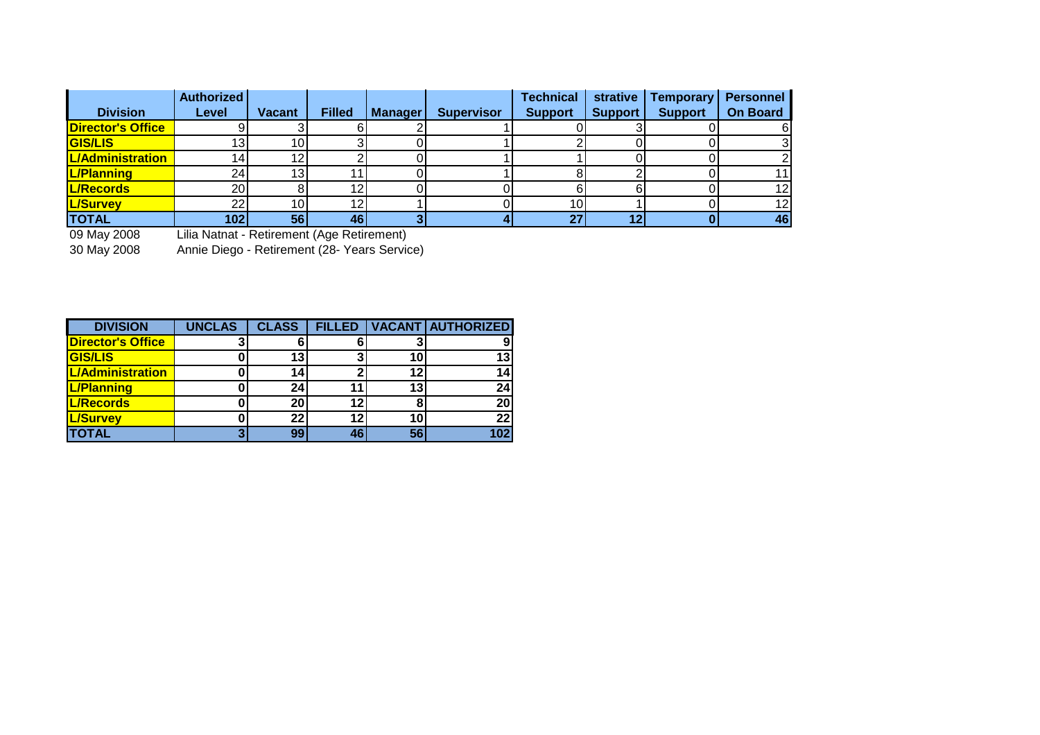| Division | Authorized Level | Vacant | Filled | Manager | Supervisor | Technical Support | strative Support | Temporary Support | Personnel On Board |
|---|---|---|---|---|---|---|---|---|---|
| Director's Office | 9 | 3 | 6 | 2 | 1 | 0 | 3 | 0 | 6 |
| GIS/LIS | 13 | 10 | 3 | 0 | 1 | 2 | 0 | 0 | 3 |
| L/Administration | 14 | 12 | 2 | 0 | 1 | 1 | 0 | 0 | 2 |
| L/Planning | 24 | 13 | 11 | 0 | 1 | 8 | 2 | 0 | 11 |
| L/Records | 20 | 8 | 12 | 0 | 0 | 6 | 6 | 0 | 12 |
| L/Survey | 22 | 10 | 12 | 1 | 0 | 10 | 1 | 0 | 12 |
| **TOTAL** | **102** | **56** | **46** | **3** | **4** | **27** | **12** | **0** | **46** |

09 May 2008 Lilia Natnat - Retirement (Age Retirement)

30 May 2008 Annie Diego - Retirement (28- Years Service)

| DIVISION | UNCLAS | CLASS | FILLED | VACANT | AUTHORIZED |
|---|---|---|---|---|---|
| Director's Office | 3 | 6 | 6 | 3 | 9 |
| GIS/LIS | 0 | 13 | 3 | 10 | 13 |
| L/Administration | 0 | 14 | 2 | 12 | 14 |
| L/Planning | 0 | 24 | 11 | 13 | 24 |
| L/Records | 0 | 20 | 12 | 8 | 20 |
| L/Survey | 0 | 22 | 12 | 10 | 22 |
| **TOTAL** | **3** | **99** | **46** | **56** | **102** |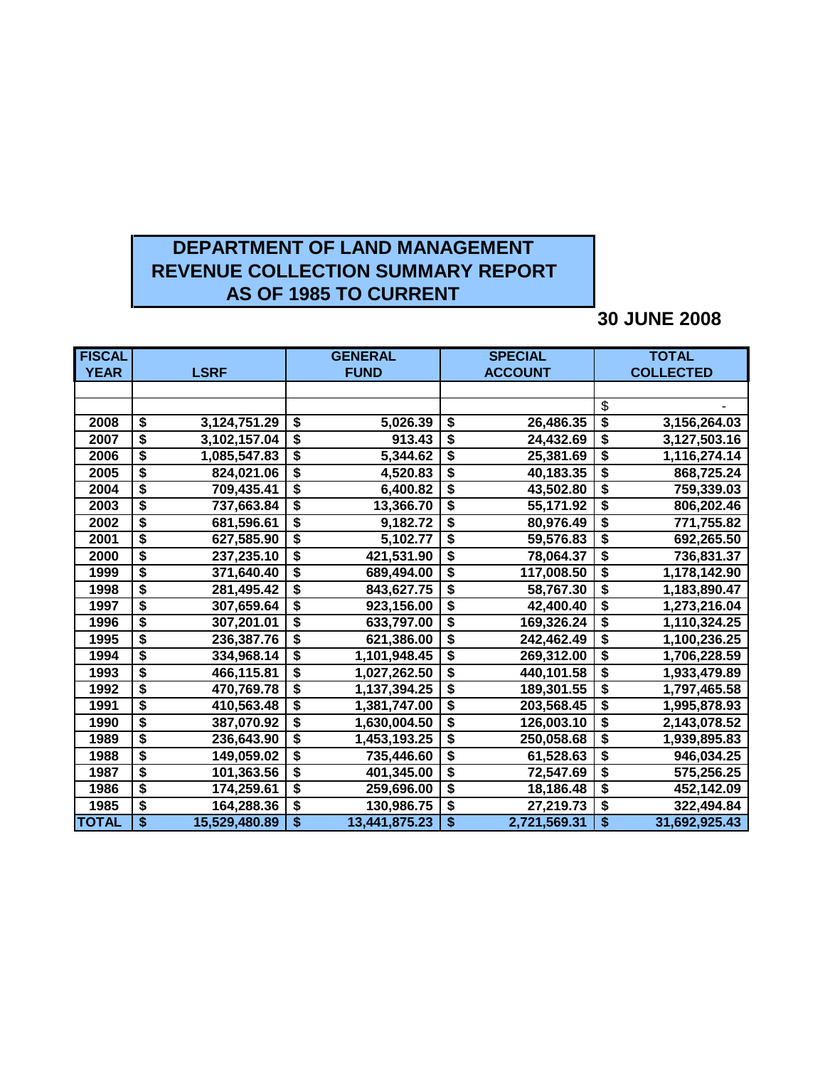# DEPARTMENT OF LAND MANAGEMENT
# REVENUE COLLECTION SUMMARY REPORT
# AS OF 1985 TO CURRENT

**30 JUNE 2008**

| FISCAL YEAR | LSRF | GENERAL FUND | SPECIAL ACCOUNT | TOTAL COLLECTED |
|---|---|---|---|---|
| | | | | |
| | | | | $ - |
| 2008 | $ 3,124,751.29 | $ 5,026.39 | $ 26,486.35 | $ 3,156,264.03 |
| 2007 | $ 3,102,157.04 | $ 913.43 | $ 24,432.69 | $ 3,127,503.16 |
| 2006 | $ 1,085,547.83 | $ 5,344.62 | $ 25,381.69 | $ 1,116,274.14 |
| 2005 | $ 824,021.06 | $ 4,520.83 | $ 40,183.35 | $ 868,725.24 |
| 2004 | $ 709,435.41 | $ 6,400.82 | $ 43,502.80 | $ 759,339.03 |
| 2003 | $ 737,663.84 | $ 13,366.70 | $ 55,171.92 | $ 806,202.46 |
| 2002 | $ 681,596.61 | $ 9,182.72 | $ 80,976.49 | $ 771,755.82 |
| 2001 | $ 627,585.90 | $ 5,102.77 | $ 59,576.83 | $ 692,265.50 |
| 2000 | $ 237,235.10 | $ 421,531.90 | $ 78,064.37 | $ 736,831.37 |
| 1999 | $ 371,640.40 | $ 689,494.00 | $ 117,008.50 | $ 1,178,142.90 |
| 1998 | $ 281,495.42 | $ 843,627.75 | $ 58,767.30 | $ 1,183,890.47 |
| 1997 | $ 307,659.64 | $ 923,156.00 | $ 42,400.40 | $ 1,273,216.04 |
| 1996 | $ 307,201.01 | $ 633,797.00 | $ 169,326.24 | $ 1,110,324.25 |
| 1995 | $ 236,387.76 | $ 621,386.00 | $ 242,462.49 | $ 1,100,236.25 |
| 1994 | $ 334,968.14 | $ 1,101,948.45 | $ 269,312.00 | $ 1,706,228.59 |
| 1993 | $ 466,115.81 | $ 1,027,262.50 | $ 440,101.58 | $ 1,933,479.89 |
| 1992 | $ 470,769.78 | $ 1,137,394.25 | $ 189,301.55 | $ 1,797,465.58 |
| 1991 | $ 410,563.48 | $ 1,381,747.00 | $ 203,568.45 | $ 1,995,878.93 |
| 1990 | $ 387,070.92 | $ 1,630,004.50 | $ 126,003.10 | $ 2,143,078.52 |
| 1989 | $ 236,643.90 | $ 1,453,193.25 | $ 250,058.68 | $ 1,939,895.83 |
| 1988 | $ 149,059.02 | $ 735,446.60 | $ 61,528.63 | $ 946,034.25 |
| 1987 | $ 101,363.56 | $ 401,345.00 | $ 72,547.69 | $ 575,256.25 |
| 1986 | $ 174,259.61 | $ 259,696.00 | $ 18,186.48 | $ 452,142.09 |
| 1985 | $ 164,288.36 | $ 130,986.75 | $ 27,219.73 | $ 322,494.84 |
| TOTAL | $ 15,529,480.89 | $ 13,441,875.23 | $ 2,721,569.31 | $ 31,692,925.43 |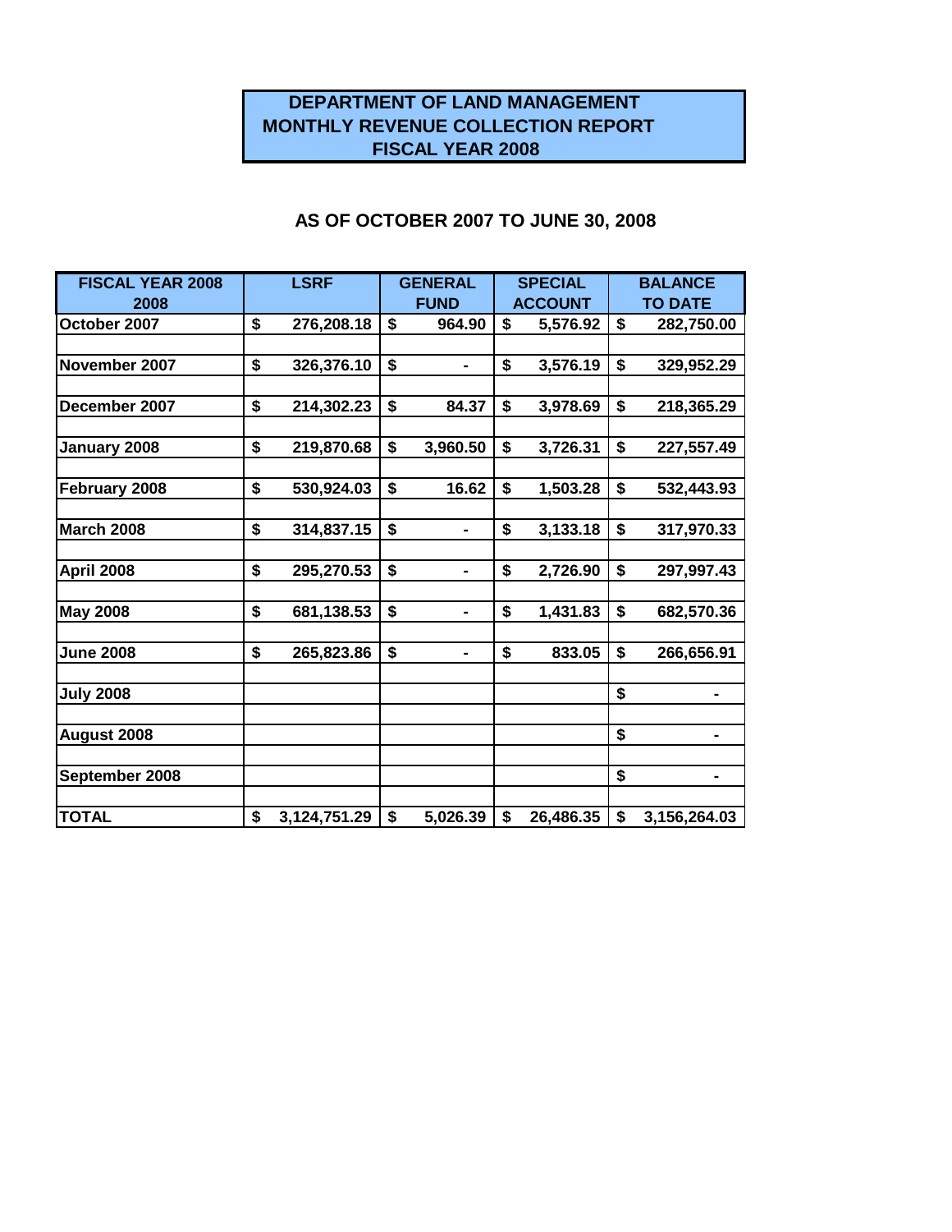# DEPARTMENT OF LAND MANAGEMENT
# MONTHLY REVENUE COLLECTION REPORT
# FISCAL YEAR 2008

## AS OF OCTOBER 2007 TO JUNE 30, 2008

| FISCAL YEAR 2008 2008 | LSRF | GENERAL FUND | SPECIAL ACCOUNT | BALANCE TO DATE |
|---|---|---|---|---|
| October 2007 | $ 276,208.18 | $ 964.90 | $ 5,576.92 | $ 282,750.00 |
| November 2007 | $ 326,376.10 | $ - | $ 3,576.19 | $ 329,952.29 |
| December 2007 | $ 214,302.23 | $ 84.37 | $ 3,978.69 | $ 218,365.29 |
| January 2008 | $ 219,870.68 | $ 3,960.50 | $ 3,726.31 | $ 227,557.49 |
| February 2008 | $ 530,924.03 | $ 16.62 | $ 1,503.28 | $ 532,443.93 |
| March 2008 | $ 314,837.15 | $ - | $ 3,133.18 | $ 317,970.33 |
| April 2008 | $ 295,270.53 | $ - | $ 2,726.90 | $ 297,997.43 |
| May 2008 | $ 681,138.53 | $ - | $ 1,431.83 | $ 682,570.36 |
| June 2008 | $ 265,823.86 | $ - | $ 833.05 | $ 266,656.91 |
| July 2008 | | | | $ - |
| August 2008 | | | | $ - |
| September 2008 | | | | $ - |
| TOTAL | $ 3,124,751.29 | $ 5,026.39 | $ 26,486.35 | $ 3,156,264.03 |